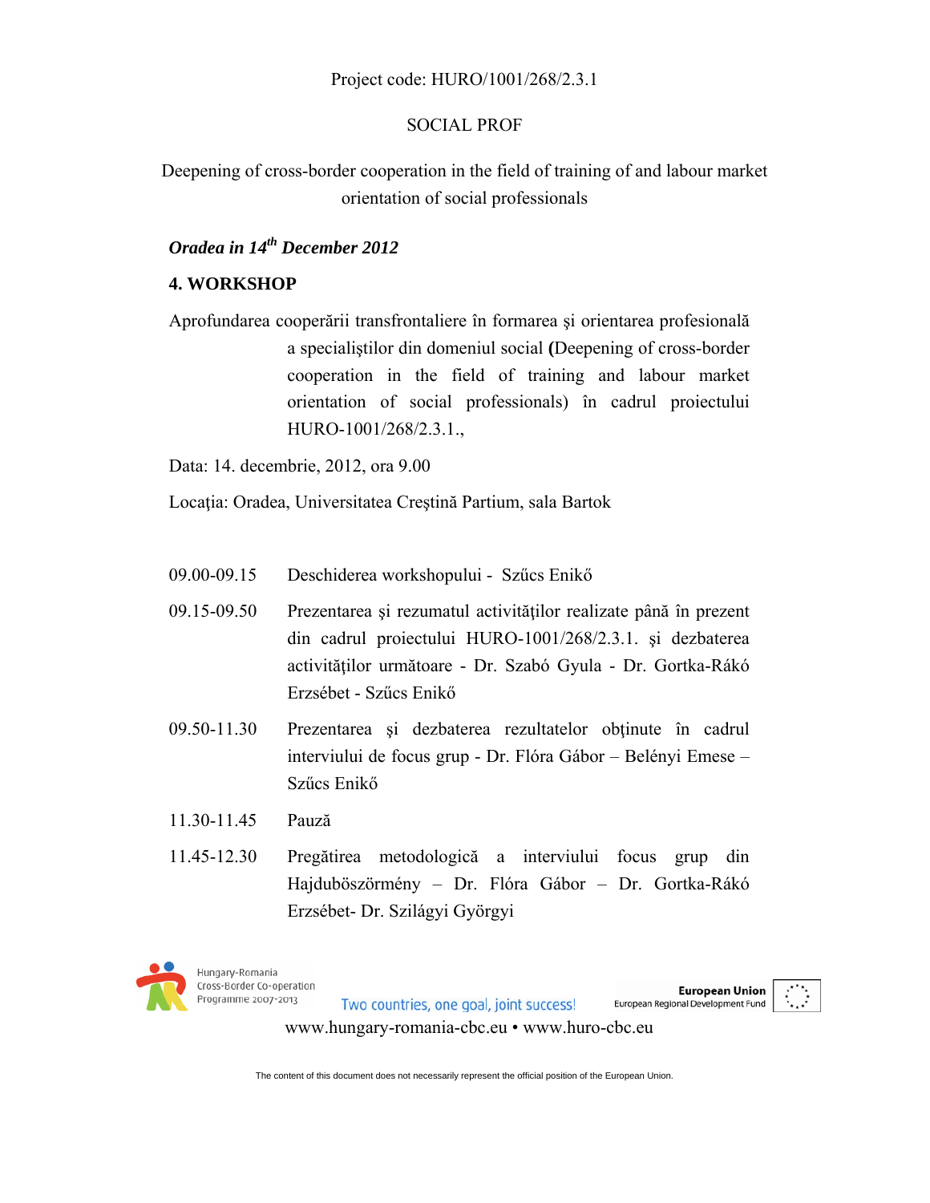Project code: HURO/1001/268/2.3.1

SOCIAL PROF

Deepening of cross-border cooperation in the field of training of and labour market orientation of social professionals

***Oradea in 14th December 2012***

**4. WORKSHOP**

Aprofundarea cooperării transfrontaliere în formarea şi orientarea profesională a specialiştilor din domeniul social **(**Deepening of cross-border cooperation in the field of training and labour market orientation of social professionals) în cadrul proiectului HURO-1001/268/2.3.1.,

Data: 14. decembrie, 2012, ora 9.00

Locaţia: Oradea, Universitatea Creştină Partium, sala Bartok

| | |
|---|---|
| 09.00-09.15 | Deschiderea workshopului - Szűcs Enikő |
| 09.15-09.50 | Prezentarea şi rezumatul activităţilor realizate până în prezent din cadrul proiectului HURO-1001/268/2.3.1. şi dezbaterea activităţilor următoare - Dr. Szabó Gyula - Dr. Gortka-Rákó Erzsébet - Szűcs Enikő |
| 09.50-11.30 | Prezentarea şi dezbaterea rezultatelor obţinute în cadrul interviului de focus grup - Dr. Flóra Gábor – Belényi Emese – Szűcs Enikő |
| 11.30-11.45 | Pauză |
| 11.45-12.30 | Pregătirea metodologică a interviului focus grup din Hajdúböszörmény – Dr. Flóra Gábor – Dr. Gortka-Rákó Erzsébet- Dr. Szilágyi Györgyi |

Hungary-Romania Cross-Border Co-operation Programme 2007-2013

Two countries, one goal, joint success!

European Union
European Regional Development Fund

www.hungary-romania-cbc.eu • www.huro-cbc.eu

The content of this document does not necessarily represent the official position of the European Union.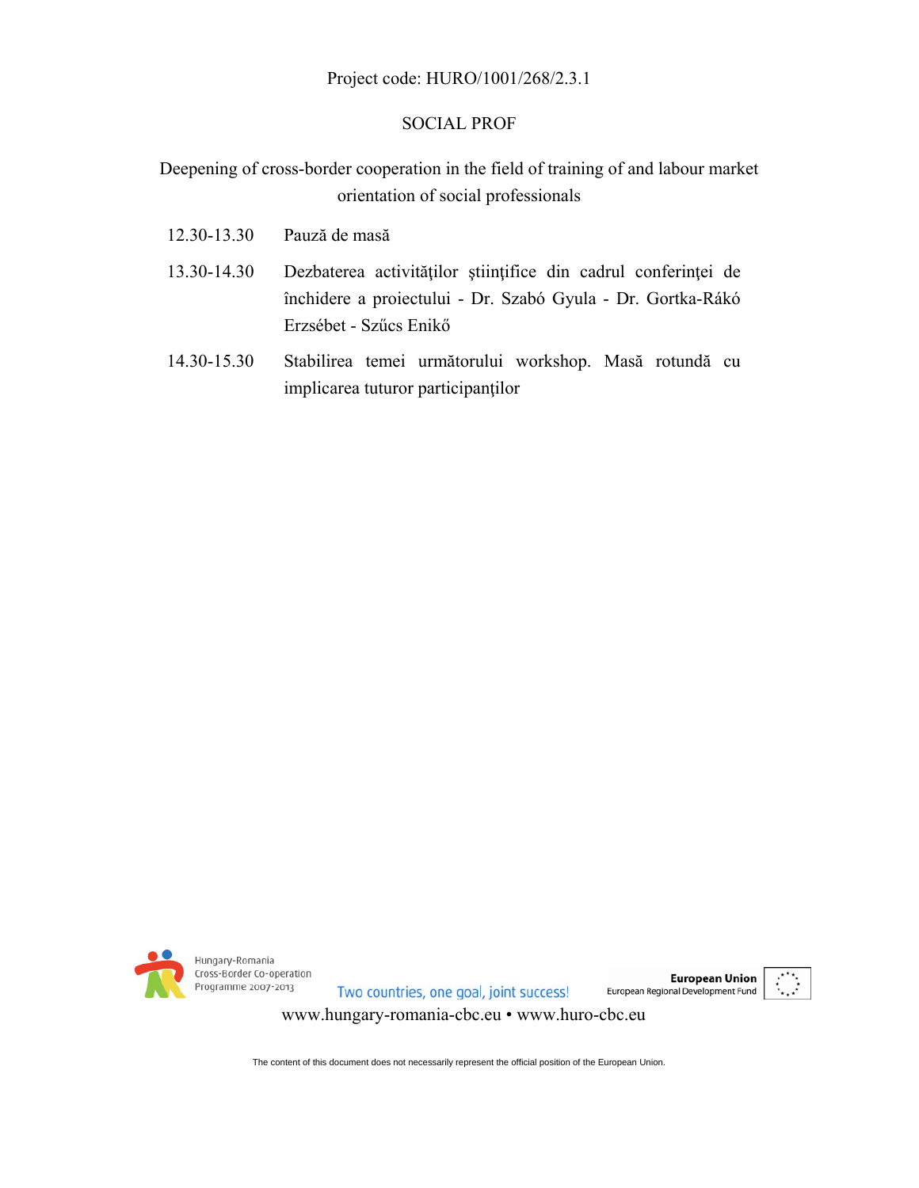| | |
|---|---|
| 12.30-13.30 | Pauză de masă |
| 13.30-14.30 | Dezbaterea activităţilor ştiinţifice din cadrul conferinţei de închidere a proiectului - Dr. Szabó Gyula - Dr. Gortka-Rákó Erzsébet - Szűcs Enikő |
| 14.30-15.30 | Stabilirea temei următorului workshop. Masă rotundă cu implicarea tuturor participanţilor |